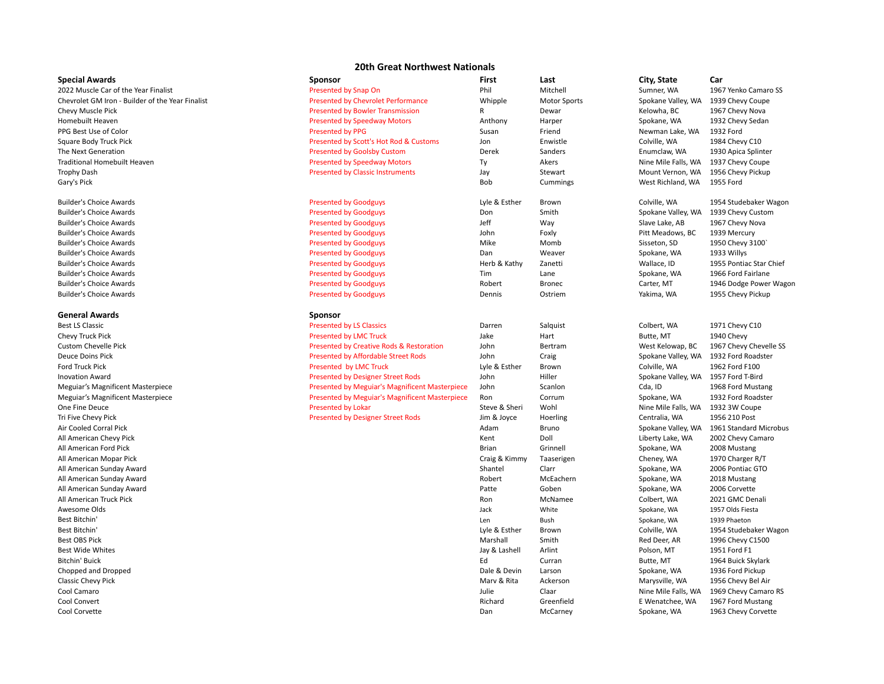# 20th Great Northwest Nationals

| Special Awards | Sponsor | First | Last | City, State | Car |
|---|---|---|---|---|---|
| 2022 Muscle Car of the Year Finalist | Presented by Snap On | Phil | Mitchell | Sumner, WA | 1967 Yenko Camaro SS |
| Chevrolet GM Iron - Builder of the Year Finalist | Presented by Chevrolet Performance | Whipple | Motor Sports | Spokane Valley, WA | 1939 Chevy Coupe |
| Chevy Muscle Pick | Presented by Bowler Transmission | R | Dewar | Kelowha, BC | 1967 Chevy Nova |
| Homebuilt Heaven | Presented by Speedway Motors | Anthony | Harper | Spokane, WA | 1932 Chevy Sedan |
| PPG Best Use of Color | Presented by PPG | Susan | Friend | Newman Lake, WA | 1932 Ford |
| Square Body Truck Pick | Presented by Scott's Hot Rod & Customs | Jon | Enwistle | Colville, WA | 1984 Chevy C10 |
| The Next Generation | Presented by Goolsby Custom | Derek | Sanders | Enumclaw, WA | 1930 Apica Splinter |
| Traditional Homebuilt Heaven | Presented by Speedway Motors | Ty | Akers | Nine Mile Falls, WA | 1937 Chevy Coupe |
| Trophy Dash | Presented by Classic Instruments | Jay | Stewart | Mount Vernon, WA | 1956 Chevy Pickup |
| Gary's Pick | | Bob | Cummings | West Richland, WA | 1955 Ford |
| | | | | | |
| Builder's Choice Awards | Presented by Goodguys | Lyle & Esther | Brown | Colville, WA | 1954 Studebaker Wagon |
| Builder's Choice Awards | Presented by Goodguys | Don | Smith | Spokane Valley, WA | 1939 Chevy Custom |
| Builder's Choice Awards | Presented by Goodguys | Jeff | Way | Slave Lake, AB | 1967 Chevy Nova |
| Builder's Choice Awards | Presented by Goodguys | John | Foxly | Pitt Meadows, BC | 1939 Mercury |
| Builder's Choice Awards | Presented by Goodguys | Mike | Momb | Sisseton, SD | 1950 Chevy 3100` |
| Builder's Choice Awards | Presented by Goodguys | Dan | Weaver | Spokane, WA | 1933 Willys |
| Builder's Choice Awards | Presented by Goodguys | Herb & Kathy | Zanetti | Wallace, ID | 1955 Pontiac Star Chief |
| Builder's Choice Awards | Presented by Goodguys | Tim | Lane | Spokane, WA | 1966 Ford Fairlane |
| Builder's Choice Awards | Presented by Goodguys | Robert | Bronec | Carter, MT | 1946 Dodge Power Wagon |
| Builder's Choice Awards | Presented by Goodguys | Dennis | Ostriem | Yakima, WA | 1955 Chevy Pickup |

| General Awards | Sponsor | First | Last | City, State | Car |
|---|---|---|---|---|---|
| Best LS Classic | Presented by LS Classics | Darren | Salquist | Colbert, WA | 1971 Chevy C10 |
| Chevy Truck Pick | Presented by LMC Truck | Jake | Hart | Butte, MT | 1940 Chevy |
| Custom Chevelle Pick | Presented by Creative Rods & Restoration | John | Bertram | West Kelowap, BC | 1967 Chevy Chevelle SS |
| Deuce Doins Pick | Presented by Affordable Street Rods | John | Craig | Spokane Valley, WA | 1932 Ford Roadster |
| Ford Truck Pick | Presented by LMC Truck | Lyle & Esther | Brown | Colville, WA | 1962 Ford F100 |
| Inovation Award | Presented by Designer Street Rods | John | Hiller | Spokane Valley, WA | 1957 Ford T-Bird |
| Meguiar's Magnificent Masterpiece | Presented by Meguiar's Magnificent Masterpiece | John | Scanlon | Cda, ID | 1968 Ford Mustang |
| Meguiar's Magnificent Masterpiece | Presented by Meguiar's Magnificent Masterpiece | Ron | Corrum | Spokane, WA | 1932 Ford Roadster |
| One Fine Deuce | Presented by Lokar | Steve & Sheri | Wohl | Nine Mile Falls, WA | 1932 3W Coupe |
| Tri Five Chevy Pick | Presented by Designer Street Rods | Jim & Joyce | Hoerling | Centralia, WA | 1956 210 Post |
| Air Cooled Corral Pick | | Adam | Bruno | Spokane Valley, WA | 1961 Standard Microbus |
| All American Chevy Pick | | Kent | Doll | Liberty Lake, WA | 2002 Chevy Camaro |
| All American Ford Pick | | Brian | Grinnell | Spokane, WA | 2008 Mustang |
| All American Mopar Pick | | Craig & Kimmy | Taaserigen | Cheney, WA | 1970 Charger R/T |
| All American Sunday Award | | Shantel | Clarr | Spokane, WA | 2006 Pontiac GTO |
| All American Sunday Award | | Robert | McEachern | Spokane, WA | 2018 Mustang |
| All American Sunday Award | | Patte | Goben | Spokane, WA | 2006 Corvette |
| All American Truck Pick | | Ron | McNamee | Colbert, WA | 2021 GMC Denali |
| Awesome Olds | | Jack | White | Spokane, WA | 1957 Olds Fiesta |
| Best Bitchin' | | Len | Bush | Spokane, WA | 1939 Phaeton |
| Best Bitchin' | | Lyle & Esther | Brown | Colville, WA | 1954 Studebaker Wagon |
| Best OBS Pick | | Marshall | Smith | Red Deer, AR | 1996 Chevy C1500 |
| Best Wide Whites | | Jay & Lashell | Arlint | Polson, MT | 1951 Ford F1 |
| Bitchin' Buick | | Ed | Curran | Butte, MT | 1964 Buick Skylark |
| Chopped and Dropped | | Dale & Devin | Larson | Spokane, WA | 1936 Ford Pickup |
| Classic Chevy Pick | | Marv & Rita | Ackerson | Marysville, WA | 1956 Chevy Bel Air |
| Cool Camaro | | Julie | Claar | Nine Mile Falls, WA | 1969 Chevy Camaro RS |
| Cool Convert | | Richard | Greenfield | E Wenatchee, WA | 1967 Ford Mustang |
| Cool Corvette | | Dan | McCarney | Spokane, WA | 1963 Chevy Corvette |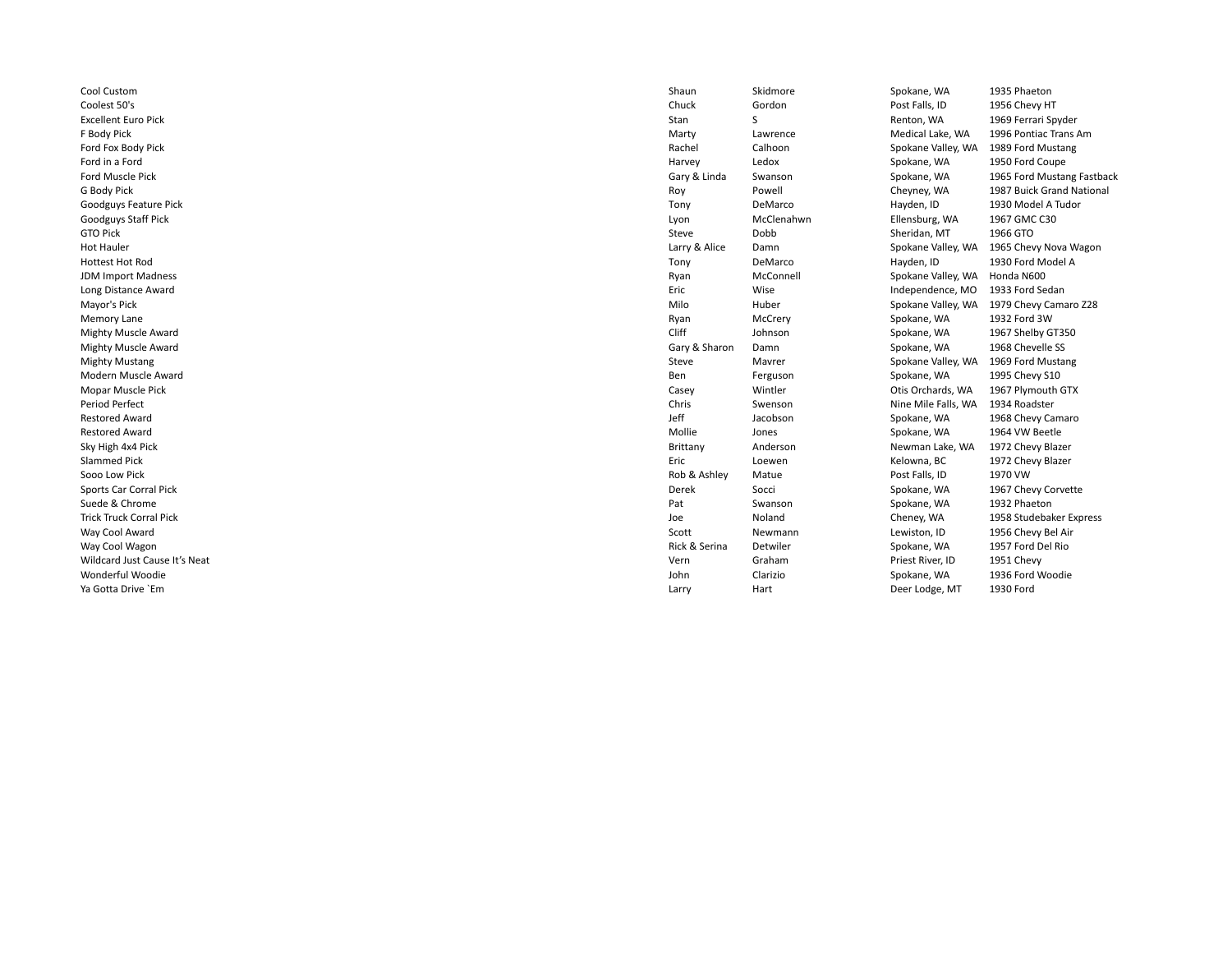| | | | | |
|---|---|---|---|---|
| Cool Custom | Shaun | Skidmore | Spokane, WA | 1935 Phaeton |
| Coolest 50's | Chuck | Gordon | Post Falls, ID | 1956 Chevy HT |
| Excellent Euro Pick | Stan | S | Renton, WA | 1969 Ferrari Spyder |
| F Body Pick | Marty | Lawrence | Medical Lake, WA | 1996 Pontiac Trans Am |
| Ford Fox Body Pick | Rachel | Calhoon | Spokane Valley, WA | 1989 Ford Mustang |
| Ford in a Ford | Harvey | Ledox | Spokane, WA | 1950 Ford Coupe |
| Ford Muscle Pick | Gary & Linda | Swanson | Spokane, WA | 1965 Ford Mustang Fastback |
| G Body Pick | Roy | Powell | Cheyney, WA | 1987 Buick Grand National |
| Goodguys Feature Pick | Tony | DeMarco | Hayden, ID | 1930 Model A Tudor |
| Goodguys Staff Pick | Lyon | McClenahwn | Ellensburg, WA | 1967 GMC C30 |
| GTO Pick | Steve | Dobb | Sheridan, MT | 1966 GTO |
| Hot Hauler | Larry & Alice | Damn | Spokane Valley, WA | 1965 Chevy Nova Wagon |
| Hottest Hot Rod | Tony | DeMarco | Hayden, ID | 1930 Ford Model A |
| JDM Import Madness | Ryan | McConnell | Spokane Valley, WA | Honda N600 |
| Long Distance Award | Eric | Wise | Independence, MO | 1933 Ford Sedan |
| Mayor's Pick | Milo | Huber | Spokane Valley, WA | 1979 Chevy Camaro Z28 |
| Memory Lane | Ryan | McCrery | Spokane, WA | 1932 Ford 3W |
| Mighty Muscle Award | Cliff | Johnson | Spokane, WA | 1967 Shelby GT350 |
| Mighty Muscle Award | Gary & Sharon | Damn | Spokane, WA | 1968 Chevelle SS |
| Mighty Mustang | Steve | Mavrer | Spokane Valley, WA | 1969 Ford Mustang |
| Modern Muscle Award | Ben | Ferguson | Spokane, WA | 1995 Chevy S10 |
| Mopar Muscle Pick | Casey | Wintler | Otis Orchards, WA | 1967 Plymouth GTX |
| Period Perfect | Chris | Swenson | Nine Mile Falls, WA | 1934 Roadster |
| Restored Award | Jeff | Jacobson | Spokane, WA | 1968 Chevy Camaro |
| Restored Award | Mollie | Jones | Spokane, WA | 1964 VW Beetle |
| Sky High 4x4 Pick | Brittany | Anderson | Newman Lake, WA | 1972 Chevy Blazer |
| Slammed Pick | Eric | Loewen | Kelowna, BC | 1972 Chevy Blazer |
| Sooo Low Pick | Rob & Ashley | Matue | Post Falls, ID | 1970 VW |
| Sports Car Corral Pick | Derek | Socci | Spokane, WA | 1967 Chevy Corvette |
| Suede & Chrome | Pat | Swanson | Spokane, WA | 1932 Phaeton |
| Trick Truck Corral Pick | Joe | Noland | Cheney, WA | 1958 Studebaker Express |
| Way Cool Award | Scott | Newmann | Lewiston, ID | 1956 Chevy Bel Air |
| Way Cool Wagon | Rick & Serina | Detwiler | Spokane, WA | 1957 Ford Del Rio |
| Wildcard Just Cause It's Neat | Vern | Graham | Priest River, ID | 1951 Chevy |
| Wonderful Woodie | John | Clarizio | Spokane, WA | 1936 Ford Woodie |
| Ya Gotta Drive `Em | Larry | Hart | Deer Lodge, MT | 1930 Ford |